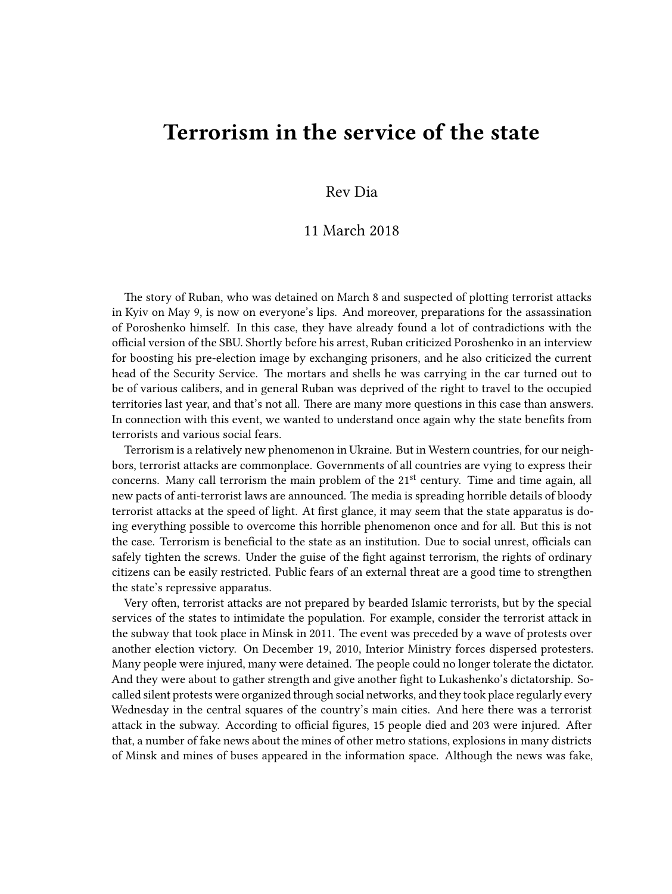# Terrorism in the service of the state

Rev Dia

11 March 2018

The story of Ruban, who was detained on March 8 and suspected of plotting terrorist attacks in Kyiv on May 9, is now on everyone's lips. And moreover, preparations for the assassination of Poroshenko himself. In this case, they have already found a lot of contradictions with the official version of the SBU. Shortly before his arrest, Ruban criticized Poroshenko in an interview for boosting his pre-election image by exchanging prisoners, and he also criticized the current head of the Security Service. The mortars and shells he was carrying in the car turned out to be of various calibers, and in general Ruban was deprived of the right to travel to the occupied territories last year, and that's not all. There are many more questions in this case than answers. In connection with this event, we wanted to understand once again why the state benefits from terrorists and various social fears.

Terrorism is a relatively new phenomenon in Ukraine. But in Western countries, for our neighbors, terrorist attacks are commonplace. Governments of all countries are vying to express their concerns. Many call terrorism the main problem of the 21st century. Time and time again, all new pacts of anti-terrorist laws are announced. The media is spreading horrible details of bloody terrorist attacks at the speed of light. At first glance, it may seem that the state apparatus is doing everything possible to overcome this horrible phenomenon once and for all. But this is not the case. Terrorism is beneficial to the state as an institution. Due to social unrest, officials can safely tighten the screws. Under the guise of the fight against terrorism, the rights of ordinary citizens can be easily restricted. Public fears of an external threat are a good time to strengthen the state's repressive apparatus.

Very often, terrorist attacks are not prepared by bearded Islamic terrorists, but by the special services of the states to intimidate the population. For example, consider the terrorist attack in the subway that took place in Minsk in 2011. The event was preceded by a wave of protests over another election victory. On December 19, 2010, Interior Ministry forces dispersed protesters. Many people were injured, many were detained. The people could no longer tolerate the dictator. And they were about to gather strength and give another fight to Lukashenko's dictatorship. So-called silent protests were organized through social networks, and they took place regularly every Wednesday in the central squares of the country's main cities. And here there was a terrorist attack in the subway. According to official figures, 15 people died and 203 were injured. After that, a number of fake news about the mines of other metro stations, explosions in many districts of Minsk and mines of buses appeared in the information space. Although the news was fake,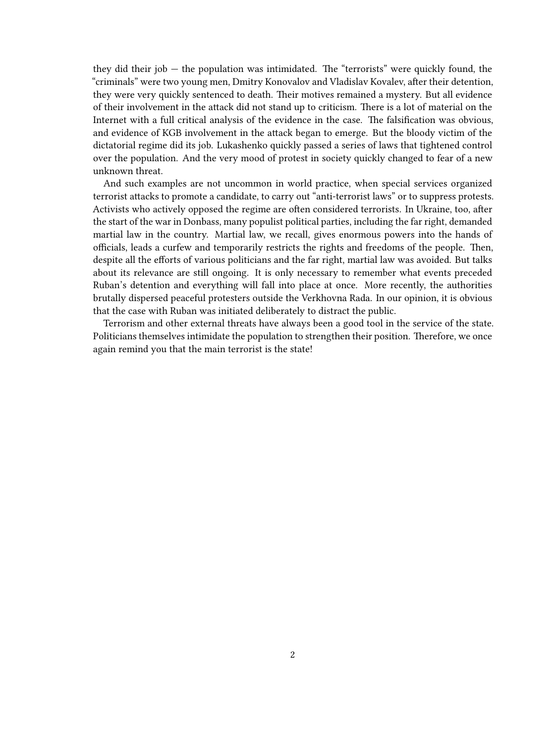they did their job — the population was intimidated. The "terrorists" were quickly found, the "criminals" were two young men, Dmitry Konovalov and Vladislav Kovalev, after their detention, they were very quickly sentenced to death. Their motives remained a mystery. But all evidence of their involvement in the attack did not stand up to criticism. There is a lot of material on the Internet with a full critical analysis of the evidence in the case. The falsification was obvious, and evidence of KGB involvement in the attack began to emerge. But the bloody victim of the dictatorial regime did its job. Lukashenko quickly passed a series of laws that tightened control over the population. And the very mood of protest in society quickly changed to fear of a new unknown threat.

And such examples are not uncommon in world practice, when special services organized terrorist attacks to promote a candidate, to carry out "anti-terrorist laws" or to suppress protests. Activists who actively opposed the regime are often considered terrorists. In Ukraine, too, after the start of the war in Donbass, many populist political parties, including the far right, demanded martial law in the country. Martial law, we recall, gives enormous powers into the hands of officials, leads a curfew and temporarily restricts the rights and freedoms of the people. Then, despite all the efforts of various politicians and the far right, martial law was avoided. But talks about its relevance are still ongoing. It is only necessary to remember what events preceded Ruban's detention and everything will fall into place at once. More recently, the authorities brutally dispersed peaceful protesters outside the Verkhovna Rada. In our opinion, it is obvious that the case with Ruban was initiated deliberately to distract the public.

Terrorism and other external threats have always been a good tool in the service of the state. Politicians themselves intimidate the population to strengthen their position. Therefore, we once again remind you that the main terrorist is the state!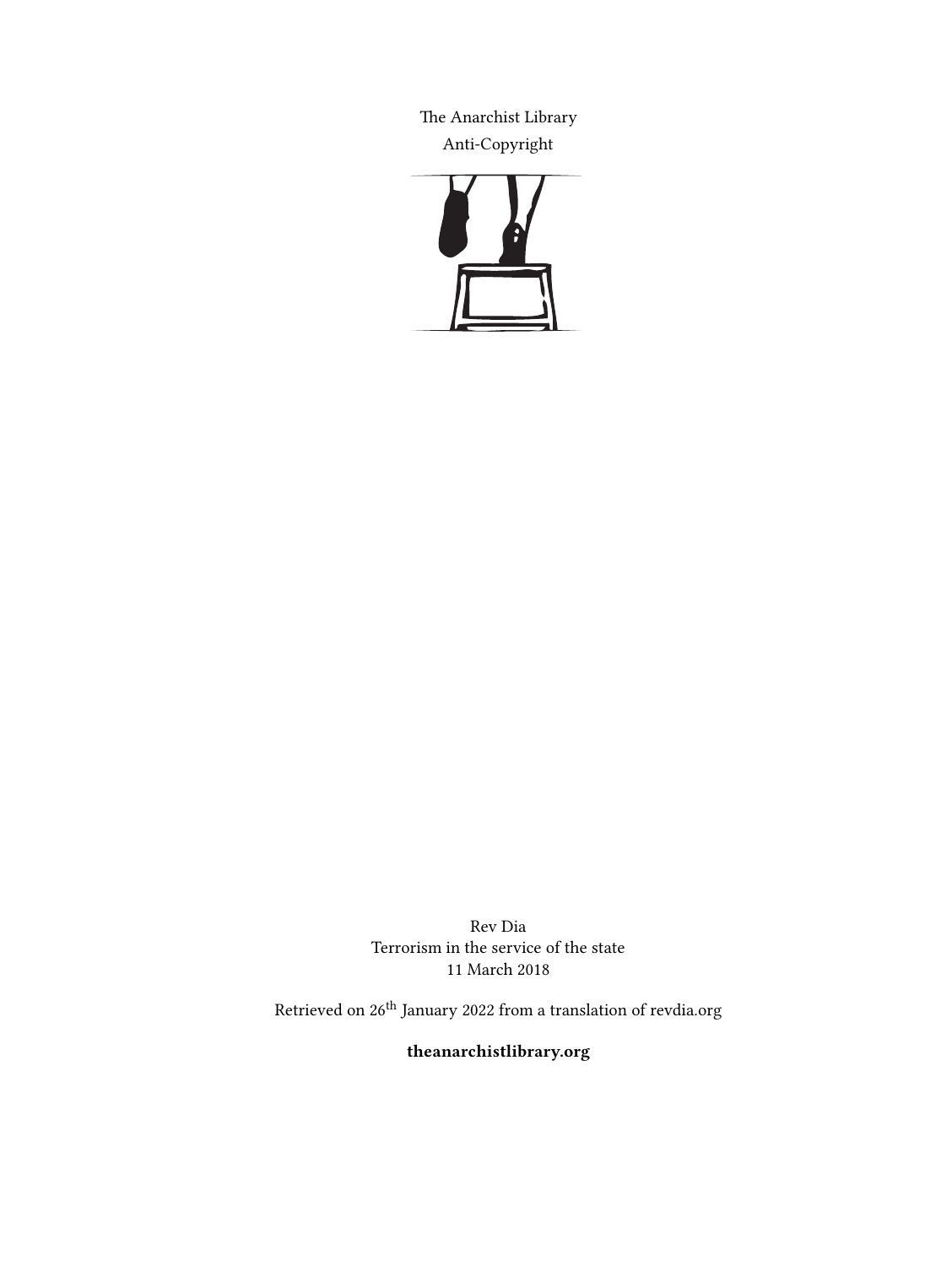The Anarchist Library
Anti-Copyright

Rev Dia
Terrorism in the service of the state
11 March 2018

Retrieved on 26th January 2022 from a translation of revdia.org

**theanarchistlibrary.org**